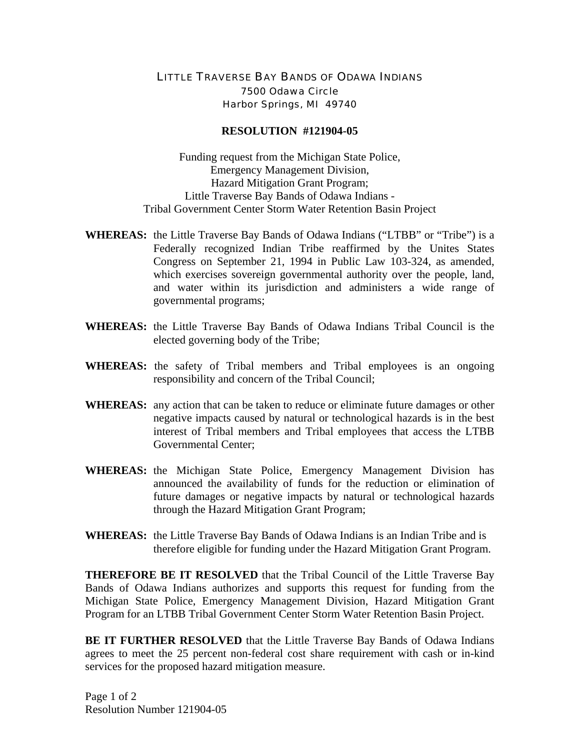LITTLE TRAVERSE BAY BANDS OF ODAWA INDIANS
7500 Odawa Circle
Harbor Springs, MI 49740

**RESOLUTION #121904-05**

Funding request from the Michigan State Police,
Emergency Management Division,
Hazard Mitigation Grant Program;
Little Traverse Bay Bands of Odawa Indians -
Tribal Government Center Storm Water Retention Basin Project

**WHEREAS:** the Little Traverse Bay Bands of Odawa Indians ("LTBB" or "Tribe") is a Federally recognized Indian Tribe reaffirmed by the Unites States Congress on September 21, 1994 in Public Law 103-324, as amended, which exercises sovereign governmental authority over the people, land, and water within its jurisdiction and administers a wide range of governmental programs;

**WHEREAS:** the Little Traverse Bay Bands of Odawa Indians Tribal Council is the elected governing body of the Tribe;

**WHEREAS:** the safety of Tribal members and Tribal employees is an ongoing responsibility and concern of the Tribal Council;

**WHEREAS:** any action that can be taken to reduce or eliminate future damages or other negative impacts caused by natural or technological hazards is in the best interest of Tribal members and Tribal employees that access the LTBB Governmental Center;

**WHEREAS:** the Michigan State Police, Emergency Management Division has announced the availability of funds for the reduction or elimination of future damages or negative impacts by natural or technological hazards through the Hazard Mitigation Grant Program;

**WHEREAS:** the Little Traverse Bay Bands of Odawa Indians is an Indian Tribe and is therefore eligible for funding under the Hazard Mitigation Grant Program.

**THEREFORE BE IT RESOLVED** that the Tribal Council of the Little Traverse Bay Bands of Odawa Indians authorizes and supports this request for funding from the Michigan State Police, Emergency Management Division, Hazard Mitigation Grant Program for an LTBB Tribal Government Center Storm Water Retention Basin Project.

**BE IT FURTHER RESOLVED** that the Little Traverse Bay Bands of Odawa Indians agrees to meet the 25 percent non-federal cost share requirement with cash or in-kind services for the proposed hazard mitigation measure.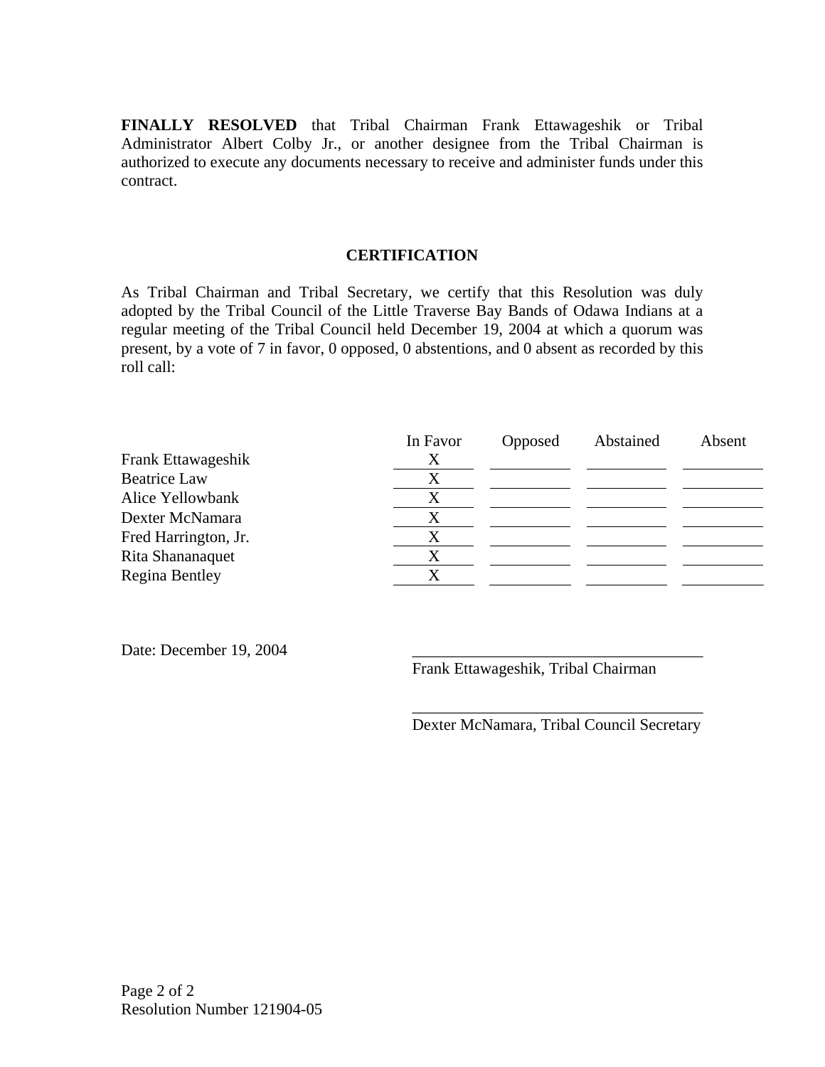**FINALLY RESOLVED** that Tribal Chairman Frank Ettawageshik or Tribal Administrator Albert Colby Jr., or another designee from the Tribal Chairman is authorized to execute any documents necessary to receive and administer funds under this contract.

## CERTIFICATION

As Tribal Chairman and Tribal Secretary, we certify that this Resolution was duly adopted by the Tribal Council of the Little Traverse Bay Bands of Odawa Indians at a regular meeting of the Tribal Council held December 19, 2004 at which a quorum was present, by a vote of 7 in favor, 0 opposed, 0 abstentions, and 0 absent as recorded by this roll call:

| | In Favor | Opposed | Abstained | Absent |
|---|---|---|---|---|
| Frank Ettawageshik | X | | | |
| Beatrice Law | X | | | |
| Alice Yellowbank | X | | | |
| Dexter McNamara | X | | | |
| Fred Harrington, Jr. | X | | | |
| Rita Shananaquet | X | | | |
| Regina Bentley | X | | | |

Date: December 19, 2004

\_\_\_\_\_\_\_\_\_\_\_\_\_\_\_\_\_\_\_\_\_\_\_\_\_\_\_\_\_\_\_\_\_\_\_\_
Frank Ettawageshik, Tribal Chairman

\_\_\_\_\_\_\_\_\_\_\_\_\_\_\_\_\_\_\_\_\_\_\_\_\_\_\_\_\_\_\_\_\_\_\_\_
Dexter McNamara, Tribal Council Secretary

Resolution Number 121904-05